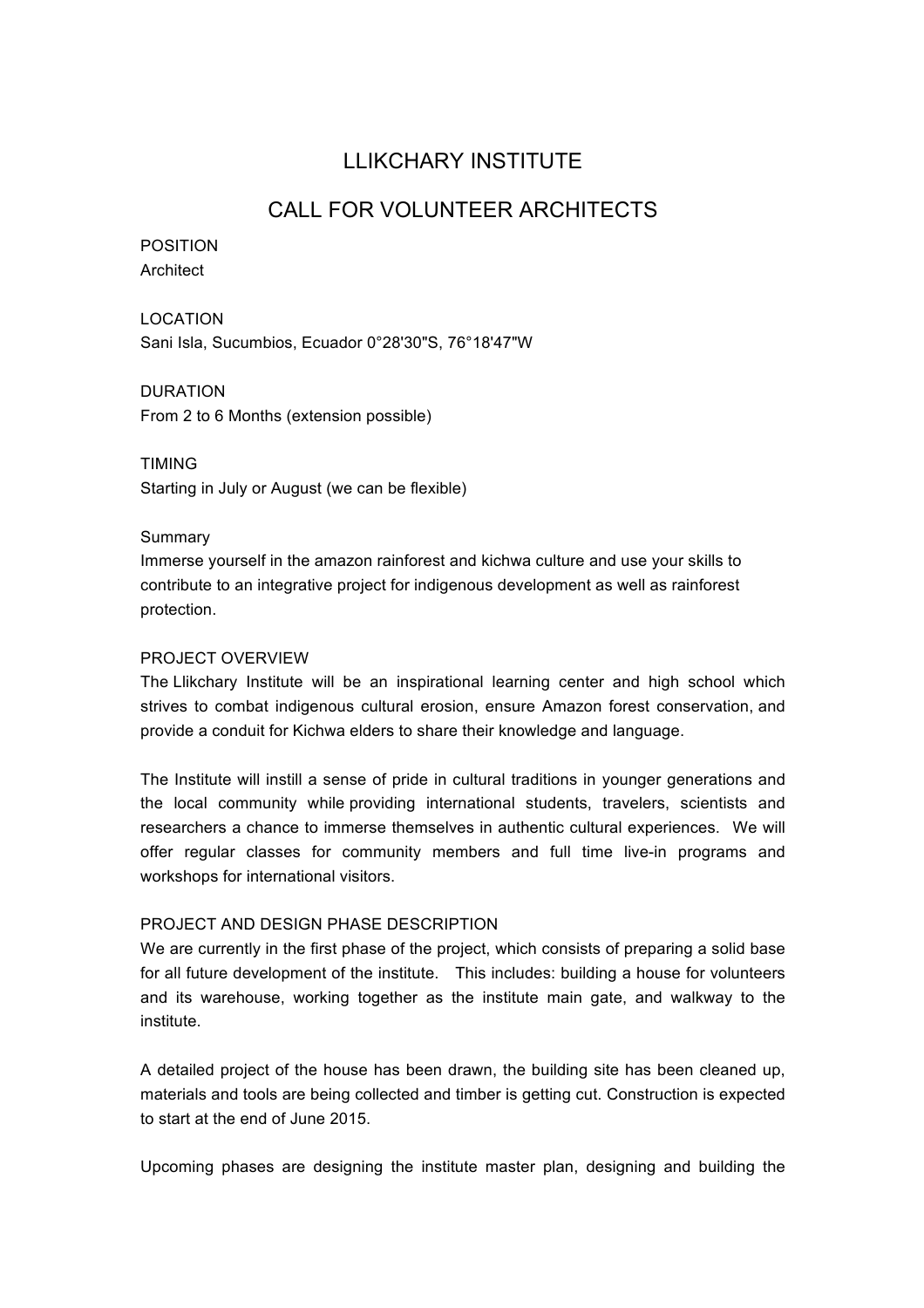# LLIKCHARY INSTITUTE

## CALL FOR VOLUNTEER ARCHITECTS

POSITION
Architect

LOCATION
Sani Isla, Sucumbios, Ecuador 0°28'30"S, 76°18'47"W

DURATION
From 2 to 6 Months (extension possible)

TIMING
Starting in July or August (we can be flexible)

Summary
Immerse yourself in the amazon rainforest and kichwa culture and use your skills to contribute to an integrative project for indigenous development as well as rainforest protection.

PROJECT OVERVIEW
The Llikchary Institute will be an inspirational learning center and high school which strives to combat indigenous cultural erosion, ensure Amazon forest conservation, and provide a conduit for Kichwa elders to share their knowledge and language.

The Institute will instill a sense of pride in cultural traditions in younger generations and the local community while providing international students, travelers, scientists and researchers a chance to immerse themselves in authentic cultural experiences. We will offer regular classes for community members and full time live-in programs and workshops for international visitors.

PROJECT AND DESIGN PHASE DESCRIPTION
We are currently in the first phase of the project, which consists of preparing a solid base for all future development of the institute. This includes: building a house for volunteers and its warehouse, working together as the institute main gate, and walkway to the institute.

A detailed project of the house has been drawn, the building site has been cleaned up, materials and tools are being collected and timber is getting cut. Construction is expected to start at the end of June 2015.

Upcoming phases are designing the institute master plan, designing and building the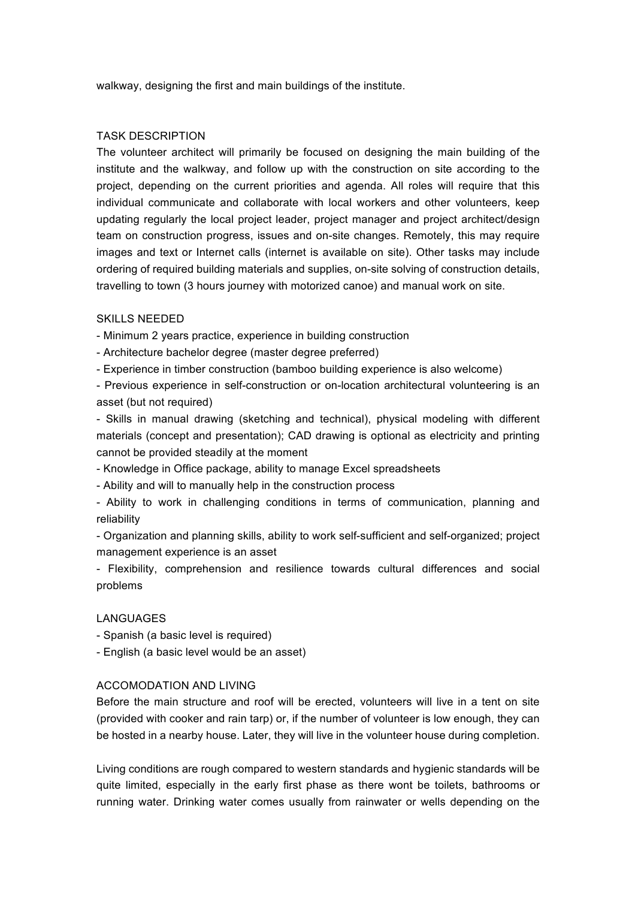walkway, designing the first and main buildings of the institute.

## TASK DESCRIPTION

The volunteer architect will primarily be focused on designing the main building of the institute and the walkway, and follow up with the construction on site according to the project, depending on the current priorities and agenda. All roles will require that this individual communicate and collaborate with local workers and other volunteers, keep updating regularly the local project leader, project manager and project architect/design team on construction progress, issues and on-site changes. Remotely, this may require images and text or Internet calls (internet is available on site). Other tasks may include ordering of required building materials and supplies, on-site solving of construction details, travelling to town (3 hours journey with motorized canoe) and manual work on site.

## SKILLS NEEDED

- Minimum 2 years practice, experience in building construction
- Architecture bachelor degree (master degree preferred)
- Experience in timber construction (bamboo building experience is also welcome)
- Previous experience in self-construction or on-location architectural volunteering is an asset (but not required)
- Skills in manual drawing (sketching and technical), physical modeling with different materials (concept and presentation); CAD drawing is optional as electricity and printing cannot be provided steadily at the moment
- Knowledge in Office package, ability to manage Excel spreadsheets
- Ability and will to manually help in the construction process
- Ability to work in challenging conditions in terms of communication, planning and reliability
- Organization and planning skills, ability to work self-sufficient and self-organized; project management experience is an asset
- Flexibility, comprehension and resilience towards cultural differences and social problems

## LANGUAGES

- Spanish (a basic level is required)
- English (a basic level would be an asset)

## ACCOMODATION AND LIVING

Before the main structure and roof will be erected, volunteers will live in a tent on site (provided with cooker and rain tarp) or, if the number of volunteer is low enough, they can be hosted in a nearby house. Later, they will live in the volunteer house during completion.

Living conditions are rough compared to western standards and hygienic standards will be quite limited, especially in the early first phase as there wont be toilets, bathrooms or running water. Drinking water comes usually from rainwater or wells depending on the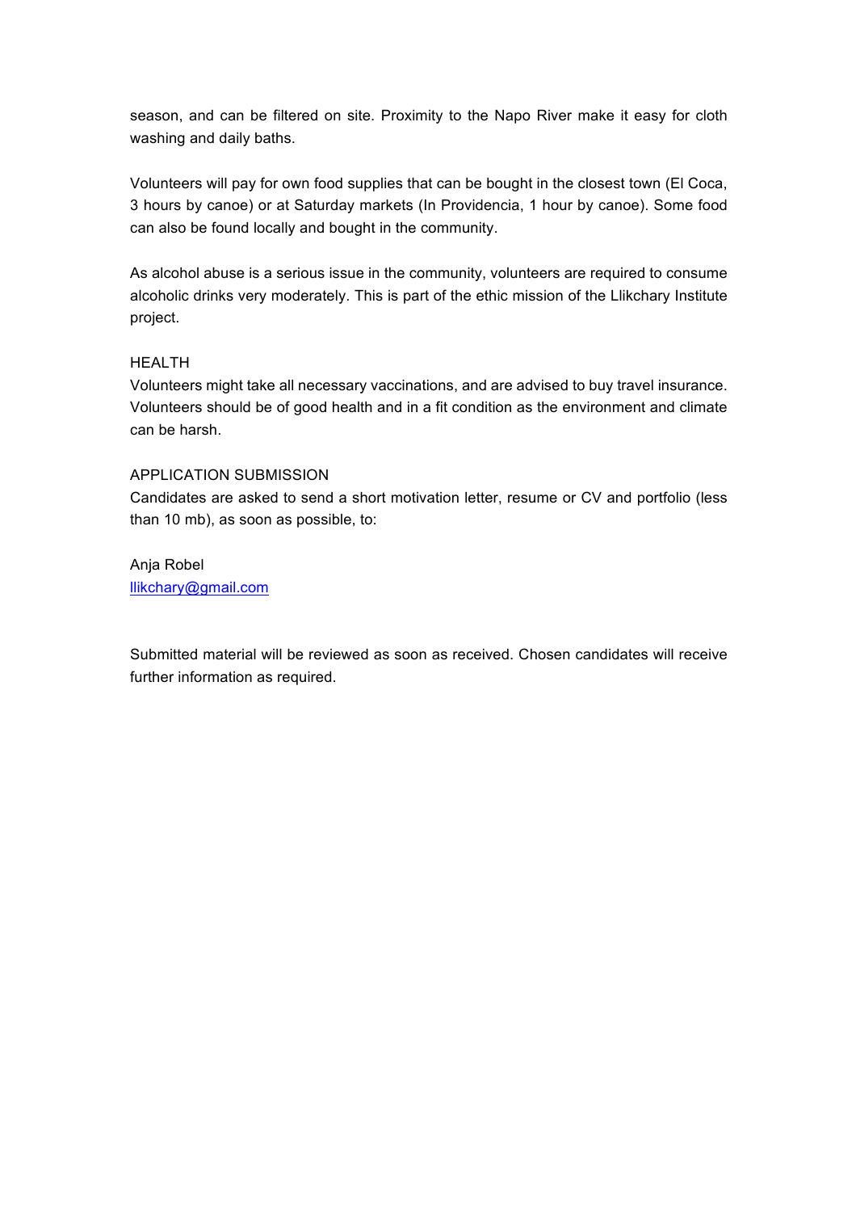season, and can be filtered on site. Proximity to the Napo River make it easy for cloth washing and daily baths.

Volunteers will pay for own food supplies that can be bought in the closest town (El Coca, 3 hours by canoe) or at Saturday markets (In Providencia, 1 hour by canoe). Some food can also be found locally and bought in the community.

As alcohol abuse is a serious issue in the community, volunteers are required to consume alcoholic drinks very moderately. This is part of the ethic mission of the Llikchary Institute project.

## HEALTH

Volunteers might take all necessary vaccinations, and are advised to buy travel insurance. Volunteers should be of good health and in a fit condition as the environment and climate can be harsh.

## APPLICATION SUBMISSION

Candidates are asked to send a short motivation letter, resume or CV and portfolio (less than 10 mb), as soon as possible, to:

Anja Robel
llikchary@gmail.com

Submitted material will be reviewed as soon as received. Chosen candidates will receive further information as required.